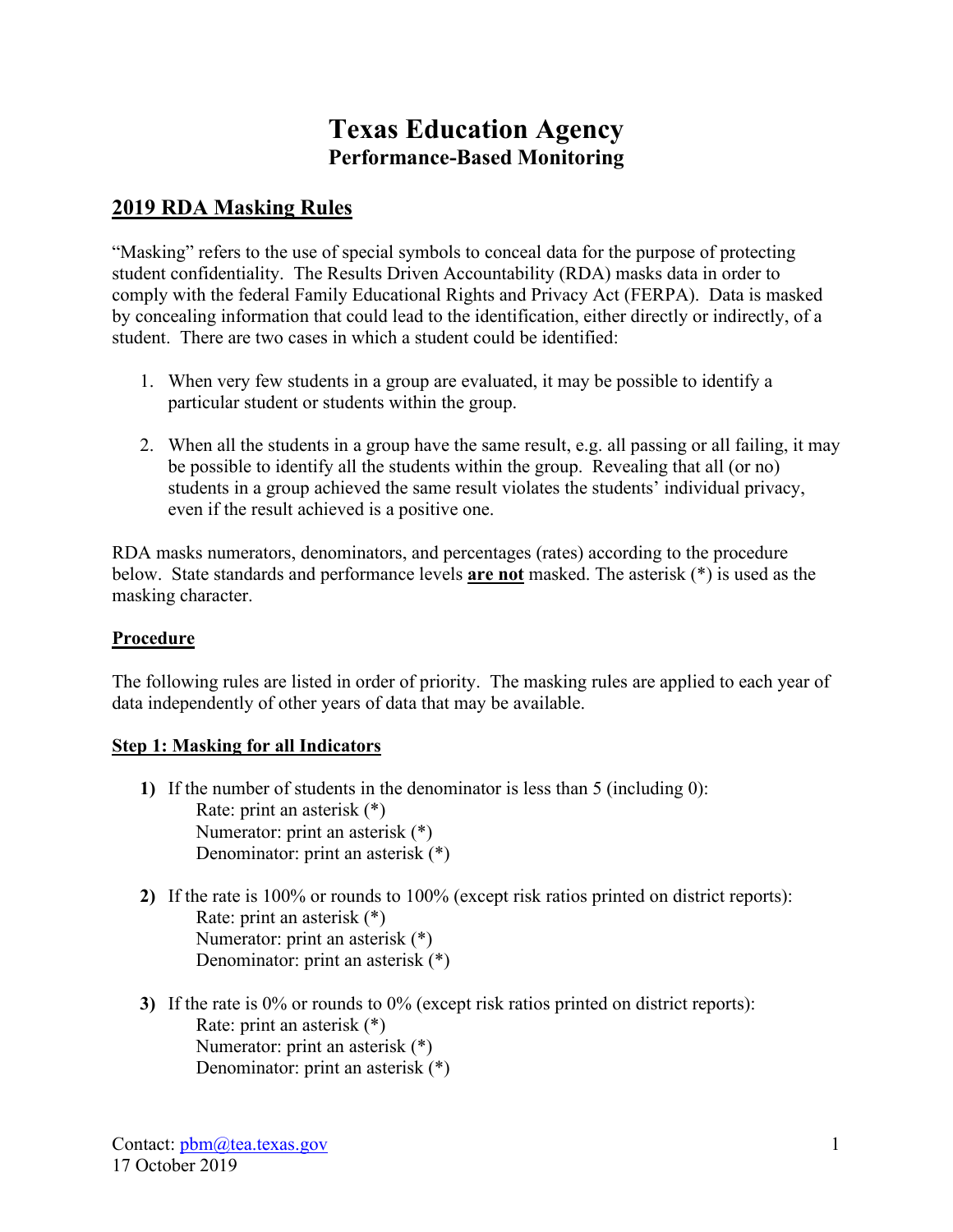# Texas Education Agency
## Performance-Based Monitoring

## 2019 RDA Masking Rules

"Masking" refers to the use of special symbols to conceal data for the purpose of protecting student confidentiality. The Results Driven Accountability (RDA) masks data in order to comply with the federal Family Educational Rights and Privacy Act (FERPA). Data is masked by concealing information that could lead to the identification, either directly or indirectly, of a student. There are two cases in which a student could be identified:

1. When very few students in a group are evaluated, it may be possible to identify a particular student or students within the group.

2. When all the students in a group have the same result, e.g. all passing or all failing, it may be possible to identify all the students within the group. Revealing that all (or no) students in a group achieved the same result violates the students' individual privacy, even if the result achieved is a positive one.

RDA masks numerators, denominators, and percentages (rates) according to the procedure below. State standards and performance levels **are not** masked. The asterisk (*) is used as the masking character.

### Procedure

The following rules are listed in order of priority. The masking rules are applied to each year of data independently of other years of data that may be available.

### Step 1: Masking for all Indicators

**1)** If the number of students in the denominator is less than 5 (including 0):
   Rate: print an asterisk (*)
   Numerator: print an asterisk (*)
   Denominator: print an asterisk (*)

**2)** If the rate is 100% or rounds to 100% (except risk ratios printed on district reports):
   Rate: print an asterisk (*)
   Numerator: print an asterisk (*)
   Denominator: print an asterisk (*)

**3)** If the rate is 0% or rounds to 0% (except risk ratios printed on district reports):
   Rate: print an asterisk (*)
   Numerator: print an asterisk (*)
   Denominator: print an asterisk (*)

Contact: pbm@tea.texas.gov
17 October 2019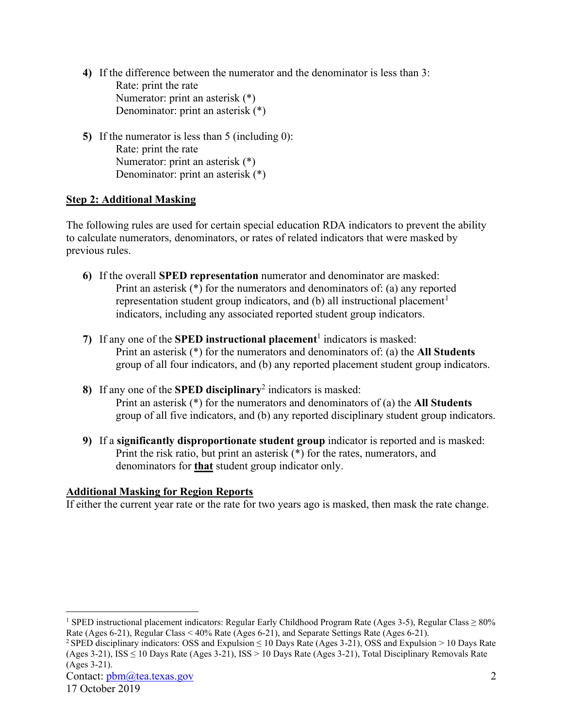4) If the difference between the numerator and the denominator is less than 3:
   Rate: print the rate
   Numerator: print an asterisk (*)
   Denominator: print an asterisk (*)

5) If the numerator is less than 5 (including 0):
   Rate: print the rate
   Numerator: print an asterisk (*)
   Denominator: print an asterisk (*)

**Step 2: Additional Masking**

The following rules are used for certain special education RDA indicators to prevent the ability to calculate numerators, denominators, or rates of related indicators that were masked by previous rules.

6) If the overall **SPED representation** numerator and denominator are masked:
   Print an asterisk (*) for the numerators and denominators of: (a) any reported representation student group indicators, and (b) all instructional placement[1] indicators, including any associated reported student group indicators.

7) If any one of the **SPED instructional placement**[1] indicators is masked:
   Print an asterisk (*) for the numerators and denominators of: (a) the **All Students** group of all four indicators, and (b) any reported placement student group indicators.

8) If any one of the **SPED disciplinary**[2] indicators is masked:
   Print an asterisk (*) for the numerators and denominators of (a) the **All Students** group of all five indicators, and (b) any reported disciplinary student group indicators.

9) If a **significantly disproportionate student group** indicator is reported and is masked:
   Print the risk ratio, but print an asterisk (*) for the rates, numerators, and denominators for **that** student group indicator only.

**Additional Masking for Region Reports**

If either the current year rate or the rate for two years ago is masked, then mask the rate change.

---

[1] SPED instructional placement indicators: Regular Early Childhood Program Rate (Ages 3-5), Regular Class ≥ 80% Rate (Ages 6-21), Regular Class < 40% Rate (Ages 6-21), and Separate Settings Rate (Ages 6-21).

[2] SPED disciplinary indicators: OSS and Expulsion ≤ 10 Days Rate (Ages 3-21), OSS and Expulsion > 10 Days Rate (Ages 3-21), ISS ≤ 10 Days Rate (Ages 3-21), ISS > 10 Days Rate (Ages 3-21), Total Disciplinary Removals Rate (Ages 3-21).

Contact: pbm@tea.texas.gov

17 October 2019